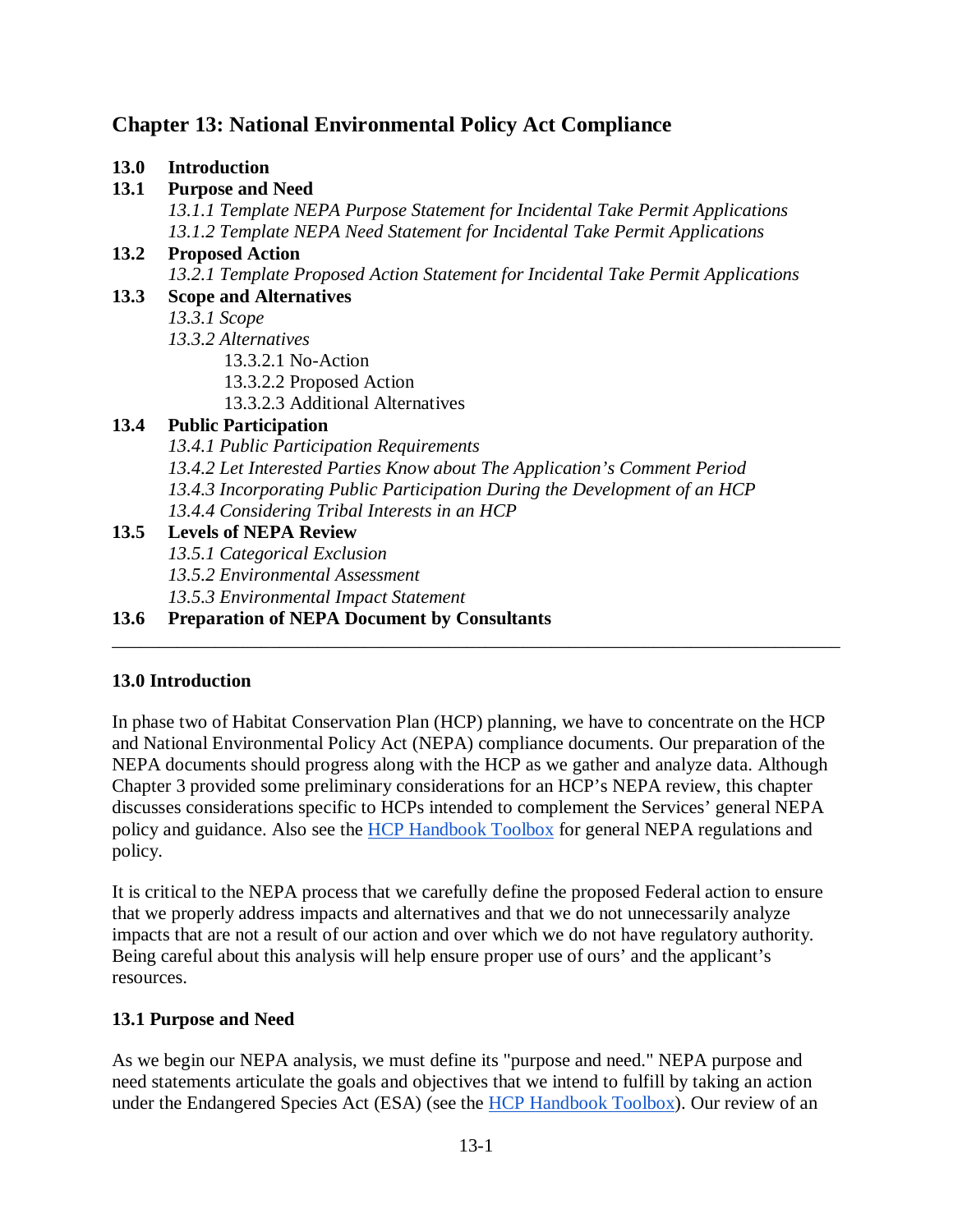# Chapter 13: National Environmental Policy Act Compliance

**13.0 Introduction**

**13.1 Purpose and Need**

*13.1.1 Template NEPA Purpose Statement for Incidental Take Permit Applications*

*13.1.2 Template NEPA Need Statement for Incidental Take Permit Applications*

**13.2 Proposed Action**

*13.2.1 Template Proposed Action Statement for Incidental Take Permit Applications*

**13.3 Scope and Alternatives**

*13.3.1 Scope*

*13.3.2 Alternatives*

13.3.2.1 No-Action

13.3.2.2 Proposed Action

13.3.2.3 Additional Alternatives

**13.4 Public Participation**

*13.4.1 Public Participation Requirements*

*13.4.2 Let Interested Parties Know about The Application's Comment Period*

*13.4.3 Incorporating Public Participation During the Development of an HCP*

*13.4.4 Considering Tribal Interests in an HCP*

**13.5 Levels of NEPA Review**

*13.5.1 Categorical Exclusion*

*13.5.2 Environmental Assessment*

*13.5.3 Environmental Impact Statement*

**13.6 Preparation of NEPA Document by Consultants**

---

## 13.0 Introduction

In phase two of Habitat Conservation Plan (HCP) planning, we have to concentrate on the HCP and National Environmental Policy Act (NEPA) compliance documents. Our preparation of the NEPA documents should progress along with the HCP as we gather and analyze data. Although Chapter 3 provided some preliminary considerations for an HCP's NEPA review, this chapter discusses considerations specific to HCPs intended to complement the Services' general NEPA policy and guidance. Also see the [HCP Handbook Toolbox] for general NEPA regulations and policy.

It is critical to the NEPA process that we carefully define the proposed Federal action to ensure that we properly address impacts and alternatives and that we do not unnecessarily analyze impacts that are not a result of our action and over which we do not have regulatory authority. Being careful about this analysis will help ensure proper use of ours' and the applicant's resources.

## 13.1 Purpose and Need

As we begin our NEPA analysis, we must define its "purpose and need." NEPA purpose and need statements articulate the goals and objectives that we intend to fulfill by taking an action under the Endangered Species Act (ESA) (see the [HCP Handbook Toolbox]). Our review of an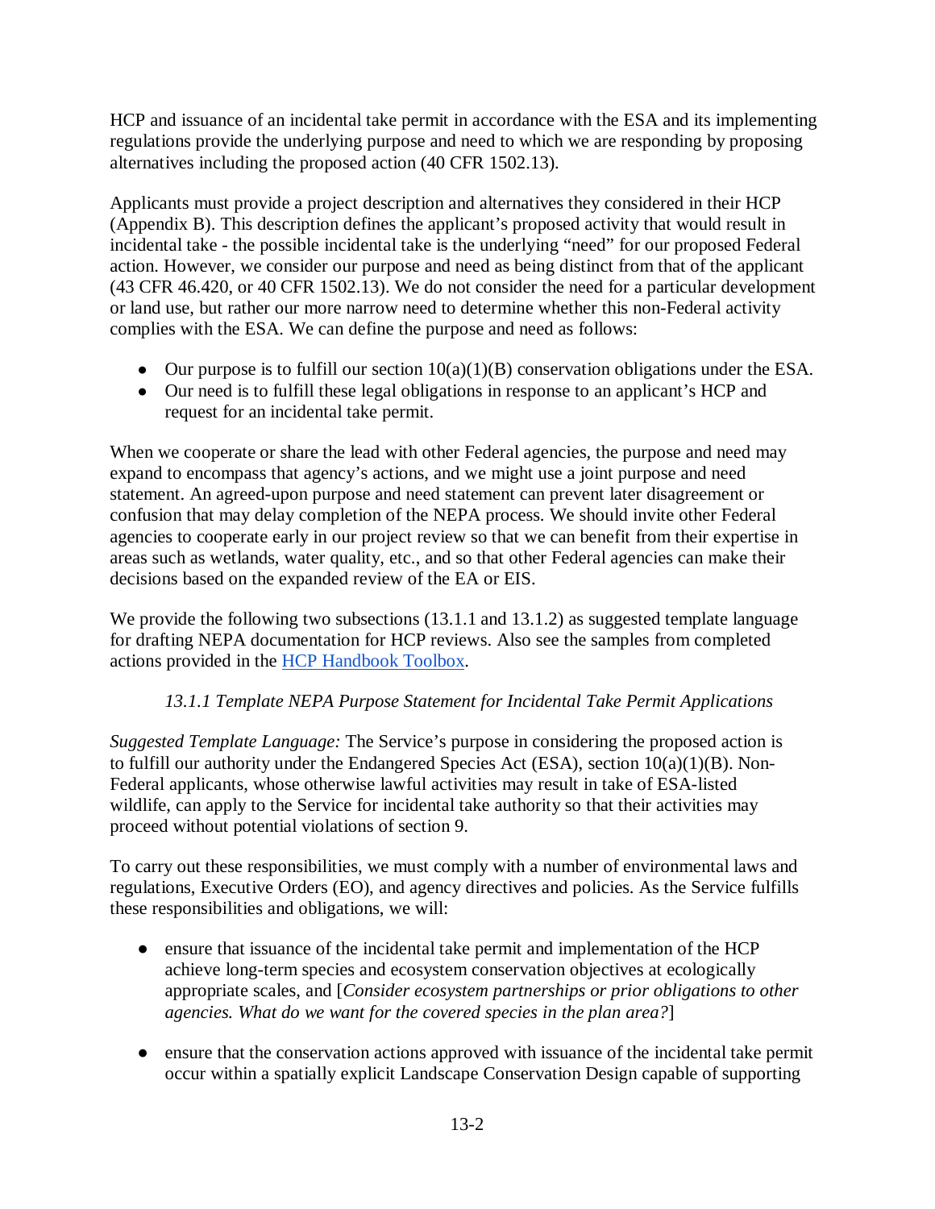HCP and issuance of an incidental take permit in accordance with the ESA and its implementing regulations provide the underlying purpose and need to which we are responding by proposing alternatives including the proposed action (40 CFR 1502.13).

Applicants must provide a project description and alternatives they considered in their HCP (Appendix B). This description defines the applicant's proposed activity that would result in incidental take - the possible incidental take is the underlying "need" for our proposed Federal action. However, we consider our purpose and need as being distinct from that of the applicant (43 CFR 46.420, or 40 CFR 1502.13). We do not consider the need for a particular development or land use, but rather our more narrow need to determine whether this non-Federal activity complies with the ESA. We can define the purpose and need as follows:

- Our purpose is to fulfill our section 10(a)(1)(B) conservation obligations under the ESA.
- Our need is to fulfill these legal obligations in response to an applicant's HCP and request for an incidental take permit.

When we cooperate or share the lead with other Federal agencies, the purpose and need may expand to encompass that agency's actions, and we might use a joint purpose and need statement. An agreed-upon purpose and need statement can prevent later disagreement or confusion that may delay completion of the NEPA process. We should invite other Federal agencies to cooperate early in our project review so that we can benefit from their expertise in areas such as wetlands, water quality, etc., and so that other Federal agencies can make their decisions based on the expanded review of the EA or EIS.

We provide the following two subsections (13.1.1 and 13.1.2) as suggested template language for drafting NEPA documentation for HCP reviews. Also see the samples from completed actions provided in the HCP Handbook Toolbox.

### *13.1.1 Template NEPA Purpose Statement for Incidental Take Permit Applications*

*Suggested Template Language:* The Service's purpose in considering the proposed action is to fulfill our authority under the Endangered Species Act (ESA), section 10(a)(1)(B). Non-Federal applicants, whose otherwise lawful activities may result in take of ESA-listed wildlife, can apply to the Service for incidental take authority so that their activities may proceed without potential violations of section 9.

To carry out these responsibilities, we must comply with a number of environmental laws and regulations, Executive Orders (EO), and agency directives and policies. As the Service fulfills these responsibilities and obligations, we will:

- ensure that issuance of the incidental take permit and implementation of the HCP achieve long-term species and ecosystem conservation objectives at ecologically appropriate scales, and [*Consider ecosystem partnerships or prior obligations to other agencies. What do we want for the covered species in the plan area?*]

- ensure that the conservation actions approved with issuance of the incidental take permit occur within a spatially explicit Landscape Conservation Design capable of supporting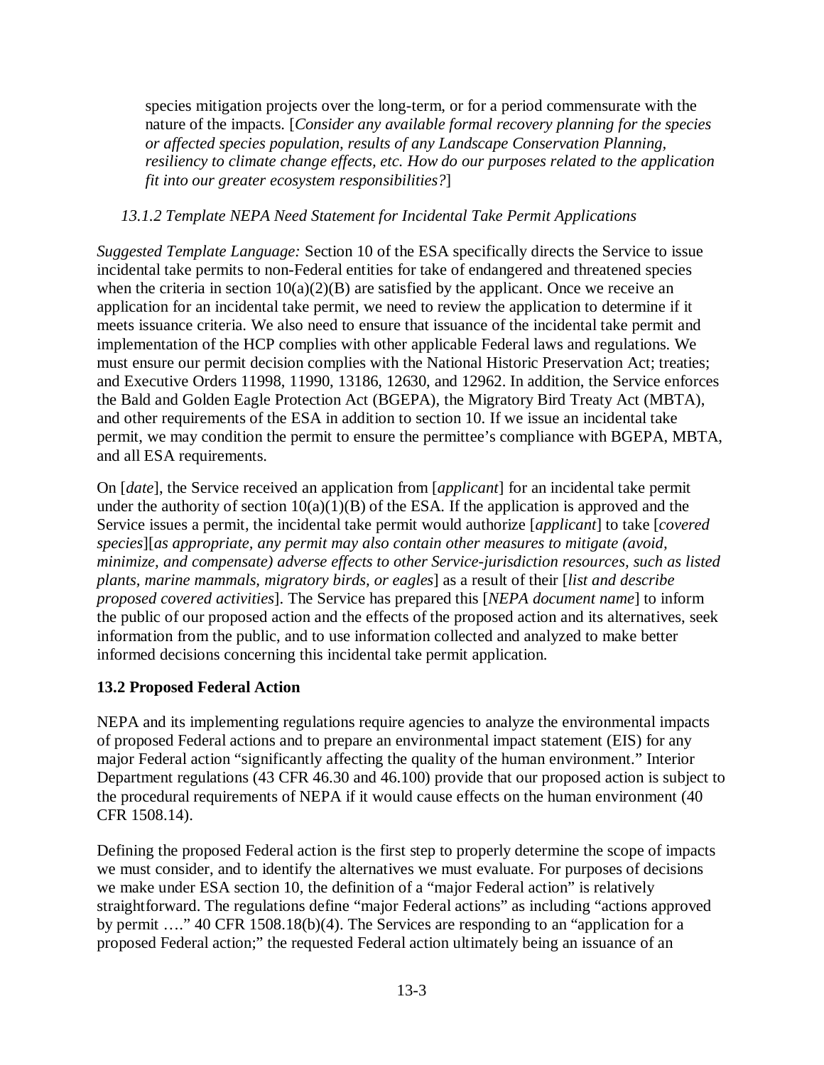species mitigation projects over the long-term, or for a period commensurate with the nature of the impacts. [*Consider any available formal recovery planning for the species or affected species population, results of any Landscape Conservation Planning, resiliency to climate change effects, etc. How do our purposes related to the application fit into our greater ecosystem responsibilities?*]

### *13.1.2 Template NEPA Need Statement for Incidental Take Permit Applications*

*Suggested Template Language:* Section 10 of the ESA specifically directs the Service to issue incidental take permits to non-Federal entities for take of endangered and threatened species when the criteria in section 10(a)(2)(B) are satisfied by the applicant. Once we receive an application for an incidental take permit, we need to review the application to determine if it meets issuance criteria. We also need to ensure that issuance of the incidental take permit and implementation of the HCP complies with other applicable Federal laws and regulations. We must ensure our permit decision complies with the National Historic Preservation Act; treaties; and Executive Orders 11998, 11990, 13186, 12630, and 12962. In addition, the Service enforces the Bald and Golden Eagle Protection Act (BGEPA), the Migratory Bird Treaty Act (MBTA), and other requirements of the ESA in addition to section 10. If we issue an incidental take permit, we may condition the permit to ensure the permittee's compliance with BGEPA, MBTA, and all ESA requirements.

On [*date*], the Service received an application from [*applicant*] for an incidental take permit under the authority of section 10(a)(1)(B) of the ESA. If the application is approved and the Service issues a permit, the incidental take permit would authorize [*applicant*] to take [*covered species*][*as appropriate, any permit may also contain other measures to mitigate (avoid, minimize, and compensate) adverse effects to other Service-jurisdiction resources, such as listed plants, marine mammals, migratory birds, or eagles*] as a result of their [*list and describe proposed covered activities*]. The Service has prepared this [*NEPA document name*] to inform the public of our proposed action and the effects of the proposed action and its alternatives, seek information from the public, and to use information collected and analyzed to make better informed decisions concerning this incidental take permit application.

## **13.2 Proposed Federal Action**

NEPA and its implementing regulations require agencies to analyze the environmental impacts of proposed Federal actions and to prepare an environmental impact statement (EIS) for any major Federal action "significantly affecting the quality of the human environment." Interior Department regulations (43 CFR 46.30 and 46.100) provide that our proposed action is subject to the procedural requirements of NEPA if it would cause effects on the human environment (40 CFR 1508.14).

Defining the proposed Federal action is the first step to properly determine the scope of impacts we must consider, and to identify the alternatives we must evaluate. For purposes of decisions we make under ESA section 10, the definition of a "major Federal action" is relatively straightforward. The regulations define "major Federal actions" as including "actions approved by permit …." 40 CFR 1508.18(b)(4). The Services are responding to an "application for a proposed Federal action;" the requested Federal action ultimately being an issuance of an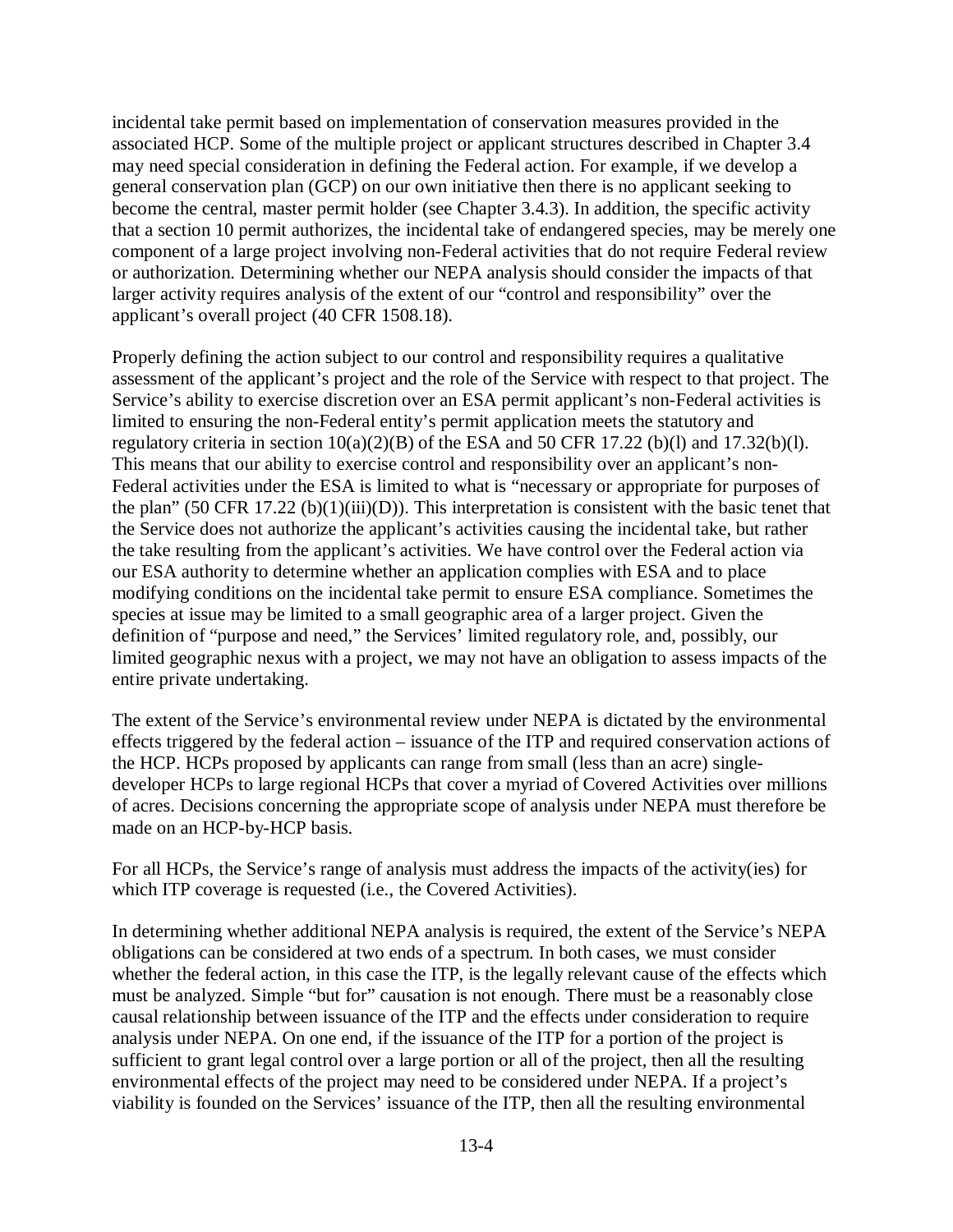incidental take permit based on implementation of conservation measures provided in the associated HCP. Some of the multiple project or applicant structures described in Chapter 3.4 may need special consideration in defining the Federal action. For example, if we develop a general conservation plan (GCP) on our own initiative then there is no applicant seeking to become the central, master permit holder (see Chapter 3.4.3). In addition, the specific activity that a section 10 permit authorizes, the incidental take of endangered species, may be merely one component of a large project involving non-Federal activities that do not require Federal review or authorization. Determining whether our NEPA analysis should consider the impacts of that larger activity requires analysis of the extent of our "control and responsibility" over the applicant's overall project (40 CFR 1508.18).

Properly defining the action subject to our control and responsibility requires a qualitative assessment of the applicant's project and the role of the Service with respect to that project. The Service's ability to exercise discretion over an ESA permit applicant's non-Federal activities is limited to ensuring the non-Federal entity's permit application meets the statutory and regulatory criteria in section 10(a)(2)(B) of the ESA and 50 CFR 17.22 (b)(l) and 17.32(b)(l). This means that our ability to exercise control and responsibility over an applicant's non-Federal activities under the ESA is limited to what is "necessary or appropriate for purposes of the plan" (50 CFR 17.22 (b)(1)(iii)(D)). This interpretation is consistent with the basic tenet that the Service does not authorize the applicant's activities causing the incidental take, but rather the take resulting from the applicant's activities. We have control over the Federal action via our ESA authority to determine whether an application complies with ESA and to place modifying conditions on the incidental take permit to ensure ESA compliance. Sometimes the species at issue may be limited to a small geographic area of a larger project. Given the definition of "purpose and need," the Services' limited regulatory role, and, possibly, our limited geographic nexus with a project, we may not have an obligation to assess impacts of the entire private undertaking.

The extent of the Service's environmental review under NEPA is dictated by the environmental effects triggered by the federal action – issuance of the ITP and required conservation actions of the HCP. HCPs proposed by applicants can range from small (less than an acre) single-developer HCPs to large regional HCPs that cover a myriad of Covered Activities over millions of acres. Decisions concerning the appropriate scope of analysis under NEPA must therefore be made on an HCP-by-HCP basis.

For all HCPs, the Service's range of analysis must address the impacts of the activity(ies) for which ITP coverage is requested (i.e., the Covered Activities).

In determining whether additional NEPA analysis is required, the extent of the Service's NEPA obligations can be considered at two ends of a spectrum. In both cases, we must consider whether the federal action, in this case the ITP, is the legally relevant cause of the effects which must be analyzed. Simple "but for" causation is not enough. There must be a reasonably close causal relationship between issuance of the ITP and the effects under consideration to require analysis under NEPA. On one end, if the issuance of the ITP for a portion of the project is sufficient to grant legal control over a large portion or all of the project, then all the resulting environmental effects of the project may need to be considered under NEPA. If a project's viability is founded on the Services' issuance of the ITP, then all the resulting environmental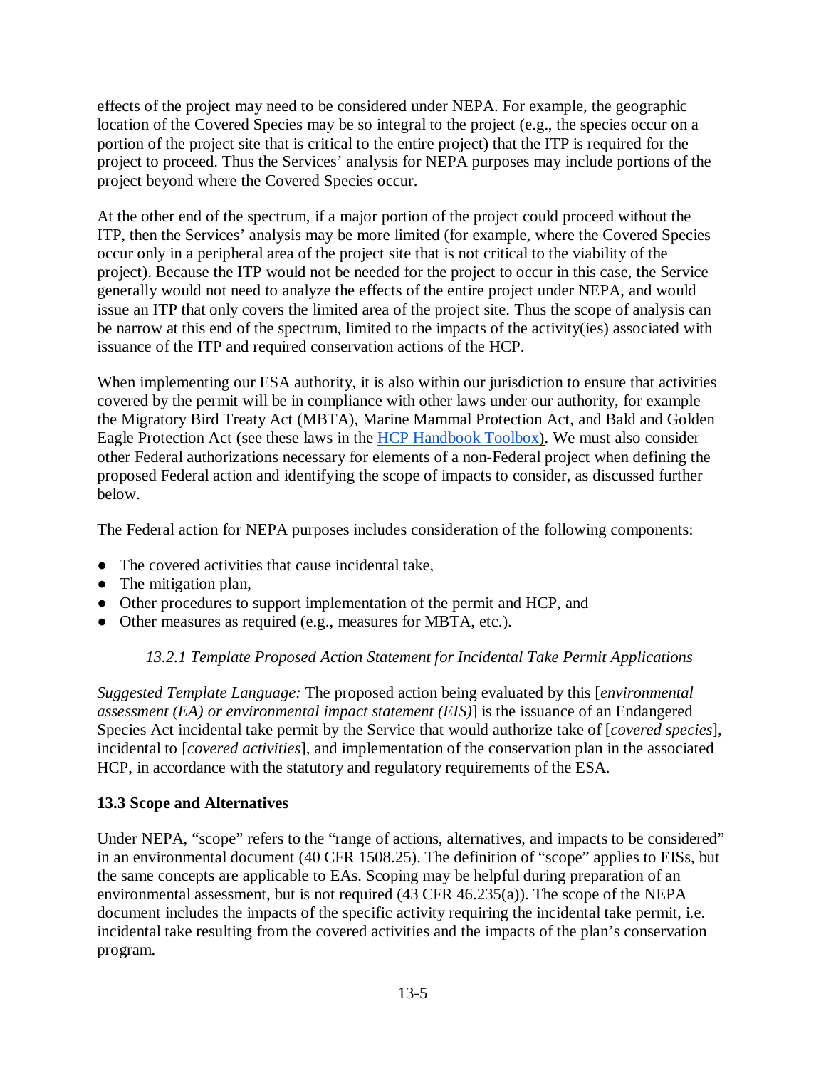effects of the project may need to be considered under NEPA. For example, the geographic location of the Covered Species may be so integral to the project (e.g., the species occur on a portion of the project site that is critical to the entire project) that the ITP is required for the project to proceed. Thus the Services' analysis for NEPA purposes may include portions of the project beyond where the Covered Species occur.

At the other end of the spectrum, if a major portion of the project could proceed without the ITP, then the Services' analysis may be more limited (for example, where the Covered Species occur only in a peripheral area of the project site that is not critical to the viability of the project). Because the ITP would not be needed for the project to occur in this case, the Service generally would not need to analyze the effects of the entire project under NEPA, and would issue an ITP that only covers the limited area of the project site. Thus the scope of analysis can be narrow at this end of the spectrum, limited to the impacts of the activity(ies) associated with issuance of the ITP and required conservation actions of the HCP.

When implementing our ESA authority, it is also within our jurisdiction to ensure that activities covered by the permit will be in compliance with other laws under our authority, for example the Migratory Bird Treaty Act (MBTA), Marine Mammal Protection Act, and Bald and Golden Eagle Protection Act (see these laws in the [HCP Handbook Toolbox](HCP Handbook Toolbox)). We must also consider other Federal authorizations necessary for elements of a non-Federal project when defining the proposed Federal action and identifying the scope of impacts to consider, as discussed further below.

The Federal action for NEPA purposes includes consideration of the following components:

- The covered activities that cause incidental take,
- The mitigation plan,
- Other procedures to support implementation of the permit and HCP, and
- Other measures as required (e.g., measures for MBTA, etc.).

### *13.2.1 Template Proposed Action Statement for Incidental Take Permit Applications*

*Suggested Template Language:* The proposed action being evaluated by this [*environmental assessment (EA) or environmental impact statement (EIS)*] is the issuance of an Endangered Species Act incidental take permit by the Service that would authorize take of [*covered species*], incidental to [*covered activities*], and implementation of the conservation plan in the associated HCP, in accordance with the statutory and regulatory requirements of the ESA.

## **13.3 Scope and Alternatives**

Under NEPA, "scope" refers to the "range of actions, alternatives, and impacts to be considered" in an environmental document (40 CFR 1508.25). The definition of "scope" applies to EISs, but the same concepts are applicable to EAs. Scoping may be helpful during preparation of an environmental assessment, but is not required (43 CFR 46.235(a)). The scope of the NEPA document includes the impacts of the specific activity requiring the incidental take permit, i.e. incidental take resulting from the covered activities and the impacts of the plan's conservation program.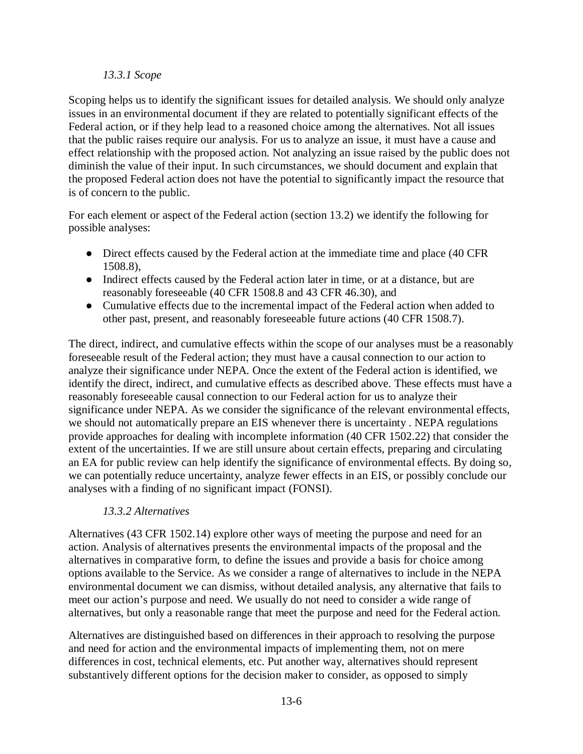### *13.3.1 Scope*

Scoping helps us to identify the significant issues for detailed analysis. We should only analyze issues in an environmental document if they are related to potentially significant effects of the Federal action, or if they help lead to a reasoned choice among the alternatives. Not all issues that the public raises require our analysis. For us to analyze an issue, it must have a cause and effect relationship with the proposed action. Not analyzing an issue raised by the public does not diminish the value of their input. In such circumstances, we should document and explain that the proposed Federal action does not have the potential to significantly impact the resource that is of concern to the public.

For each element or aspect of the Federal action (section 13.2) we identify the following for possible analyses:

- Direct effects caused by the Federal action at the immediate time and place (40 CFR 1508.8),
- Indirect effects caused by the Federal action later in time, or at a distance, but are reasonably foreseeable (40 CFR 1508.8 and 43 CFR 46.30), and
- Cumulative effects due to the incremental impact of the Federal action when added to other past, present, and reasonably foreseeable future actions (40 CFR 1508.7).

The direct, indirect, and cumulative effects within the scope of our analyses must be a reasonably foreseeable result of the Federal action; they must have a causal connection to our action to analyze their significance under NEPA. Once the extent of the Federal action is identified, we identify the direct, indirect, and cumulative effects as described above. These effects must have a reasonably foreseeable causal connection to our Federal action for us to analyze their significance under NEPA. As we consider the significance of the relevant environmental effects, we should not automatically prepare an EIS whenever there is uncertainty . NEPA regulations provide approaches for dealing with incomplete information (40 CFR 1502.22) that consider the extent of the uncertainties. If we are still unsure about certain effects, preparing and circulating an EA for public review can help identify the significance of environmental effects. By doing so, we can potentially reduce uncertainty, analyze fewer effects in an EIS, or possibly conclude our analyses with a finding of no significant impact (FONSI).

### *13.3.2 Alternatives*

Alternatives (43 CFR 1502.14) explore other ways of meeting the purpose and need for an action. Analysis of alternatives presents the environmental impacts of the proposal and the alternatives in comparative form, to define the issues and provide a basis for choice among options available to the Service. As we consider a range of alternatives to include in the NEPA environmental document we can dismiss, without detailed analysis, any alternative that fails to meet our action's purpose and need. We usually do not need to consider a wide range of alternatives, but only a reasonable range that meet the purpose and need for the Federal action.

Alternatives are distinguished based on differences in their approach to resolving the purpose and need for action and the environmental impacts of implementing them, not on mere differences in cost, technical elements, etc. Put another way, alternatives should represent substantively different options for the decision maker to consider, as opposed to simply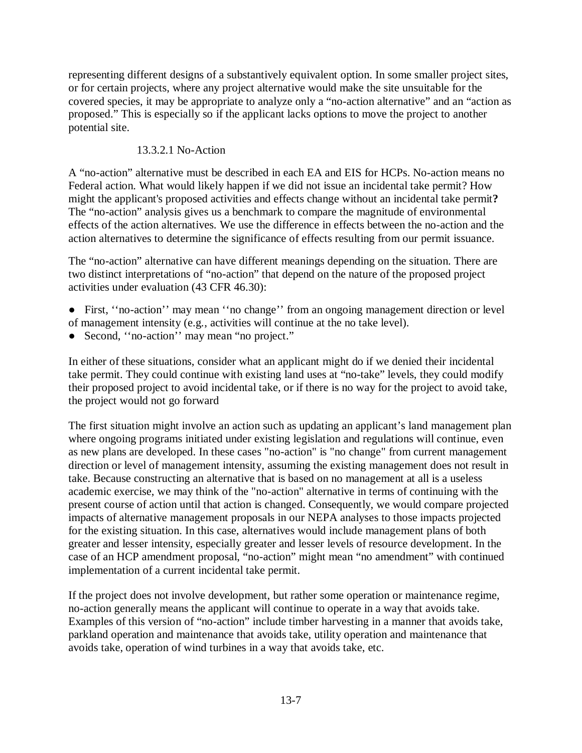representing different designs of a substantively equivalent option. In some smaller project sites, or for certain projects, where any project alternative would make the site unsuitable for the covered species, it may be appropriate to analyze only a "no-action alternative" and an "action as proposed." This is especially so if the applicant lacks options to move the project to another potential site.

#### 13.3.2.1 No-Action

A "no-action" alternative must be described in each EA and EIS for HCPs. No-action means no Federal action. What would likely happen if we did not issue an incidental take permit? How might the applicant's proposed activities and effects change without an incidental take permit**?** The "no-action" analysis gives us a benchmark to compare the magnitude of environmental effects of the action alternatives. We use the difference in effects between the no-action and the action alternatives to determine the significance of effects resulting from our permit issuance.

The "no-action" alternative can have different meanings depending on the situation. There are two distinct interpretations of "no-action" that depend on the nature of the proposed project activities under evaluation (43 CFR 46.30):

- First, ''no-action'' may mean ''no change'' from an ongoing management direction or level of management intensity (e.g., activities will continue at the no take level).
- Second, ''no-action'' may mean "no project."

In either of these situations, consider what an applicant might do if we denied their incidental take permit. They could continue with existing land uses at "no-take" levels, they could modify their proposed project to avoid incidental take, or if there is no way for the project to avoid take, the project would not go forward

The first situation might involve an action such as updating an applicant's land management plan where ongoing programs initiated under existing legislation and regulations will continue, even as new plans are developed. In these cases "no-action" is "no change" from current management direction or level of management intensity, assuming the existing management does not result in take. Because constructing an alternative that is based on no management at all is a useless academic exercise, we may think of the "no-action" alternative in terms of continuing with the present course of action until that action is changed. Consequently, we would compare projected impacts of alternative management proposals in our NEPA analyses to those impacts projected for the existing situation. In this case, alternatives would include management plans of both greater and lesser intensity, especially greater and lesser levels of resource development. In the case of an HCP amendment proposal, "no-action" might mean "no amendment" with continued implementation of a current incidental take permit.

If the project does not involve development, but rather some operation or maintenance regime, no-action generally means the applicant will continue to operate in a way that avoids take. Examples of this version of "no-action" include timber harvesting in a manner that avoids take, parkland operation and maintenance that avoids take, utility operation and maintenance that avoids take, operation of wind turbines in a way that avoids take, etc.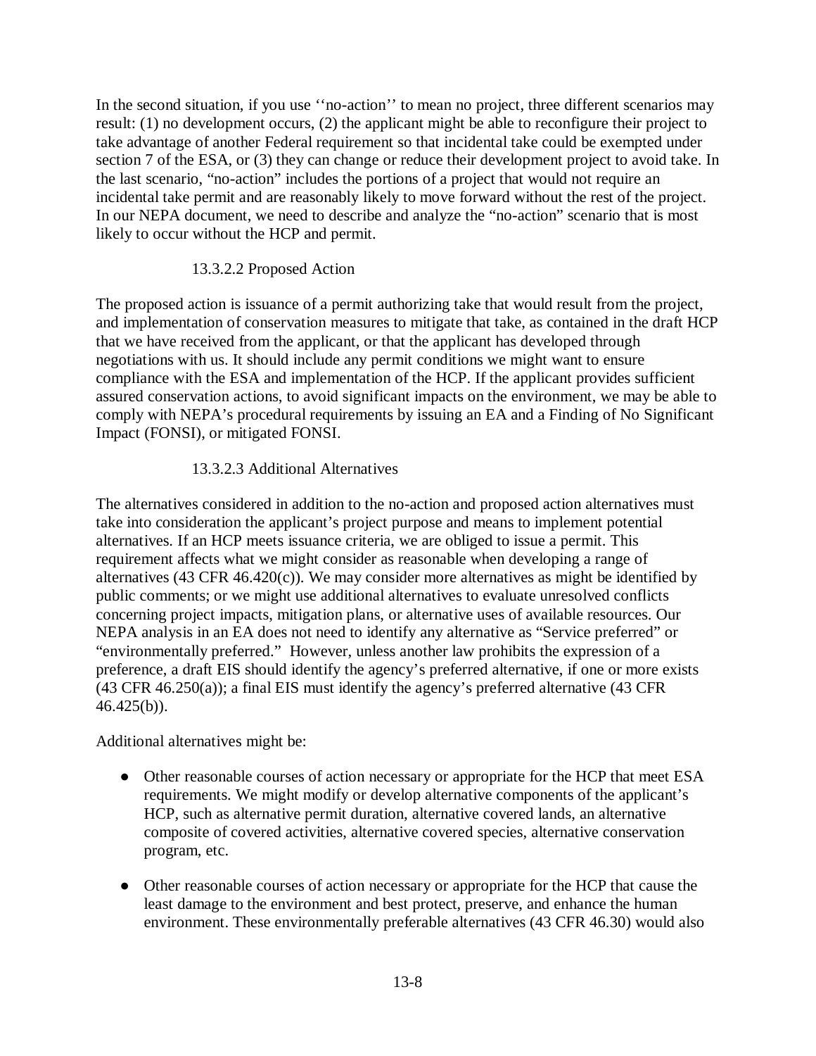In the second situation, if you use ''no-action'' to mean no project, three different scenarios may result: (1) no development occurs, (2) the applicant might be able to reconfigure their project to take advantage of another Federal requirement so that incidental take could be exempted under section 7 of the ESA, or (3) they can change or reduce their development project to avoid take. In the last scenario, "no-action" includes the portions of a project that would not require an incidental take permit and are reasonably likely to move forward without the rest of the project. In our NEPA document, we need to describe and analyze the "no-action" scenario that is most likely to occur without the HCP and permit.

#### 13.3.2.2 Proposed Action

The proposed action is issuance of a permit authorizing take that would result from the project, and implementation of conservation measures to mitigate that take, as contained in the draft HCP that we have received from the applicant, or that the applicant has developed through negotiations with us. It should include any permit conditions we might want to ensure compliance with the ESA and implementation of the HCP. If the applicant provides sufficient assured conservation actions, to avoid significant impacts on the environment, we may be able to comply with NEPA's procedural requirements by issuing an EA and a Finding of No Significant Impact (FONSI), or mitigated FONSI.

#### 13.3.2.3 Additional Alternatives

The alternatives considered in addition to the no-action and proposed action alternatives must take into consideration the applicant's project purpose and means to implement potential alternatives. If an HCP meets issuance criteria, we are obliged to issue a permit. This requirement affects what we might consider as reasonable when developing a range of alternatives (43 CFR 46.420(c)). We may consider more alternatives as might be identified by public comments; or we might use additional alternatives to evaluate unresolved conflicts concerning project impacts, mitigation plans, or alternative uses of available resources. Our NEPA analysis in an EA does not need to identify any alternative as "Service preferred" or "environmentally preferred." However, unless another law prohibits the expression of a preference, a draft EIS should identify the agency's preferred alternative, if one or more exists (43 CFR 46.250(a)); a final EIS must identify the agency's preferred alternative (43 CFR 46.425(b)).

Additional alternatives might be:

- Other reasonable courses of action necessary or appropriate for the HCP that meet ESA requirements. We might modify or develop alternative components of the applicant's HCP, such as alternative permit duration, alternative covered lands, an alternative composite of covered activities, alternative covered species, alternative conservation program, etc.

- Other reasonable courses of action necessary or appropriate for the HCP that cause the least damage to the environment and best protect, preserve, and enhance the human environment. These environmentally preferable alternatives (43 CFR 46.30) would also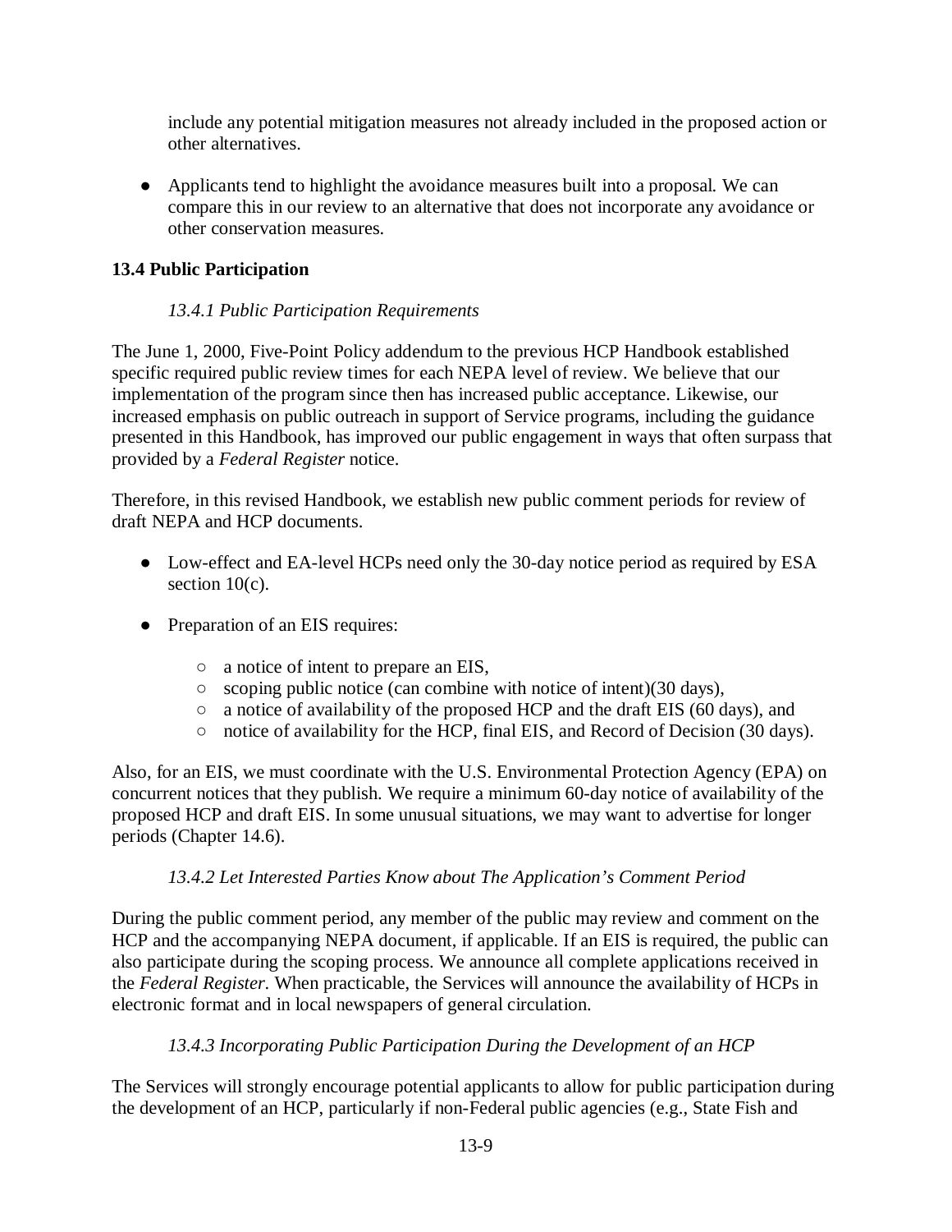include any potential mitigation measures not already included in the proposed action or other alternatives.

- Applicants tend to highlight the avoidance measures built into a proposal. We can compare this in our review to an alternative that does not incorporate any avoidance or other conservation measures.

## 13.4 Public Participation

### *13.4.1 Public Participation Requirements*

The June 1, 2000, Five-Point Policy addendum to the previous HCP Handbook established specific required public review times for each NEPA level of review. We believe that our implementation of the program since then has increased public acceptance. Likewise, our increased emphasis on public outreach in support of Service programs, including the guidance presented in this Handbook, has improved our public engagement in ways that often surpass that provided by a *Federal Register* notice.

Therefore, in this revised Handbook, we establish new public comment periods for review of draft NEPA and HCP documents.

- Low-effect and EA-level HCPs need only the 30-day notice period as required by ESA section 10(c).

- Preparation of an EIS requires:
    - a notice of intent to prepare an EIS,
    - scoping public notice (can combine with notice of intent)(30 days),
    - a notice of availability of the proposed HCP and the draft EIS (60 days), and
    - notice of availability for the HCP, final EIS, and Record of Decision (30 days).

Also, for an EIS, we must coordinate with the U.S. Environmental Protection Agency (EPA) on concurrent notices that they publish. We require a minimum 60-day notice of availability of the proposed HCP and draft EIS. In some unusual situations, we may want to advertise for longer periods (Chapter 14.6).

### *13.4.2 Let Interested Parties Know about The Application's Comment Period*

During the public comment period, any member of the public may review and comment on the HCP and the accompanying NEPA document, if applicable. If an EIS is required, the public can also participate during the scoping process. We announce all complete applications received in the *Federal Register.* When practicable, the Services will announce the availability of HCPs in electronic format and in local newspapers of general circulation.

### *13.4.3 Incorporating Public Participation During the Development of an HCP*

The Services will strongly encourage potential applicants to allow for public participation during the development of an HCP, particularly if non-Federal public agencies (e.g., State Fish and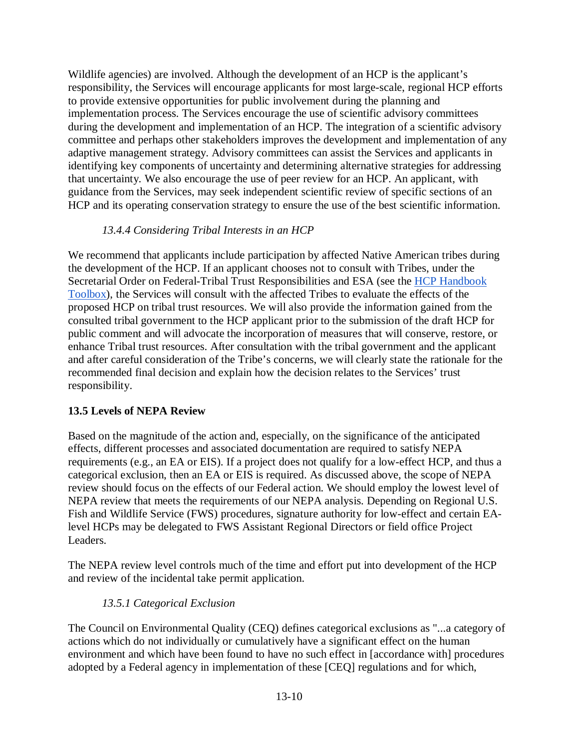Wildlife agencies) are involved. Although the development of an HCP is the applicant's responsibility, the Services will encourage applicants for most large-scale, regional HCP efforts to provide extensive opportunities for public involvement during the planning and implementation process. The Services encourage the use of scientific advisory committees during the development and implementation of an HCP. The integration of a scientific advisory committee and perhaps other stakeholders improves the development and implementation of any adaptive management strategy. Advisory committees can assist the Services and applicants in identifying key components of uncertainty and determining alternative strategies for addressing that uncertainty. We also encourage the use of peer review for an HCP. An applicant, with guidance from the Services, may seek independent scientific review of specific sections of an HCP and its operating conservation strategy to ensure the use of the best scientific information.

### *13.4.4 Considering Tribal Interests in an HCP*

We recommend that applicants include participation by affected Native American tribes during the development of the HCP. If an applicant chooses not to consult with Tribes, under the Secretarial Order on Federal-Tribal Trust Responsibilities and ESA (see the [HCP Handbook Toolbox]), the Services will consult with the affected Tribes to evaluate the effects of the proposed HCP on tribal trust resources. We will also provide the information gained from the consulted tribal government to the HCP applicant prior to the submission of the draft HCP for public comment and will advocate the incorporation of measures that will conserve, restore, or enhance Tribal trust resources. After consultation with the tribal government and the applicant and after careful consideration of the Tribe's concerns, we will clearly state the rationale for the recommended final decision and explain how the decision relates to the Services' trust responsibility.

## 13.5 Levels of NEPA Review

Based on the magnitude of the action and, especially, on the significance of the anticipated effects, different processes and associated documentation are required to satisfy NEPA requirements (e.g., an EA or EIS). If a project does not qualify for a low-effect HCP, and thus a categorical exclusion, then an EA or EIS is required. As discussed above, the scope of NEPA review should focus on the effects of our Federal action. We should employ the lowest level of NEPA review that meets the requirements of our NEPA analysis. Depending on Regional U.S. Fish and Wildlife Service (FWS) procedures, signature authority for low-effect and certain EA-level HCPs may be delegated to FWS Assistant Regional Directors or field office Project Leaders.

The NEPA review level controls much of the time and effort put into development of the HCP and review of the incidental take permit application.

### *13.5.1 Categorical Exclusion*

The Council on Environmental Quality (CEQ) defines categorical exclusions as "...a category of actions which do not individually or cumulatively have a significant effect on the human environment and which have been found to have no such effect in [accordance with] procedures adopted by a Federal agency in implementation of these [CEQ] regulations and for which,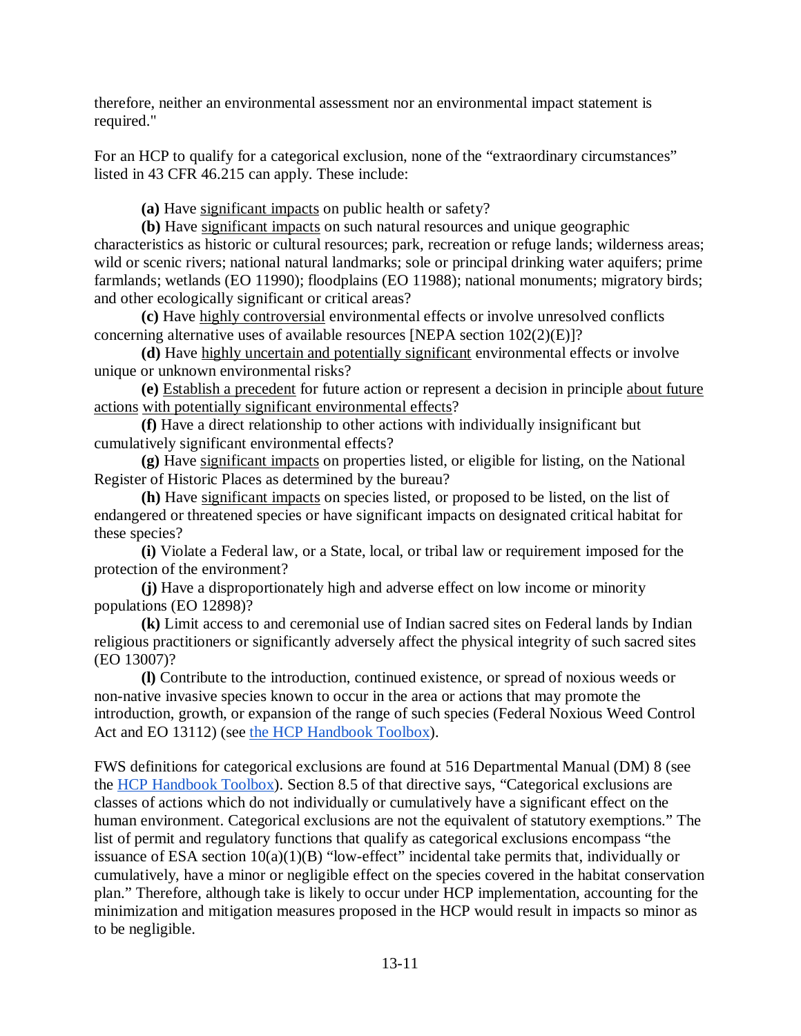therefore, neither an environmental assessment nor an environmental impact statement is required."

For an HCP to qualify for a categorical exclusion, none of the "extraordinary circumstances" listed in 43 CFR 46.215 can apply. These include:

**(a)** Have significant impacts on public health or safety?

**(b)** Have significant impacts on such natural resources and unique geographic characteristics as historic or cultural resources; park, recreation or refuge lands; wilderness areas; wild or scenic rivers; national natural landmarks; sole or principal drinking water aquifers; prime farmlands; wetlands (EO 11990); floodplains (EO 11988); national monuments; migratory birds; and other ecologically significant or critical areas?

**(c)** Have highly controversial environmental effects or involve unresolved conflicts concerning alternative uses of available resources [NEPA section 102(2)(E)]?

**(d)** Have highly uncertain and potentially significant environmental effects or involve unique or unknown environmental risks?

**(e)** Establish a precedent for future action or represent a decision in principle about future actions with potentially significant environmental effects?

**(f)** Have a direct relationship to other actions with individually insignificant but cumulatively significant environmental effects?

**(g)** Have significant impacts on properties listed, or eligible for listing, on the National Register of Historic Places as determined by the bureau?

**(h)** Have significant impacts on species listed, or proposed to be listed, on the list of endangered or threatened species or have significant impacts on designated critical habitat for these species?

**(i)** Violate a Federal law, or a State, local, or tribal law or requirement imposed for the protection of the environment?

**(j)** Have a disproportionately high and adverse effect on low income or minority populations (EO 12898)?

**(k)** Limit access to and ceremonial use of Indian sacred sites on Federal lands by Indian religious practitioners or significantly adversely affect the physical integrity of such sacred sites (EO 13007)?

**(l)** Contribute to the introduction, continued existence, or spread of noxious weeds or non-native invasive species known to occur in the area or actions that may promote the introduction, growth, or expansion of the range of such species (Federal Noxious Weed Control Act and EO 13112) (see the HCP Handbook Toolbox).

FWS definitions for categorical exclusions are found at 516 Departmental Manual (DM) 8 (see the HCP Handbook Toolbox). Section 8.5 of that directive says, "Categorical exclusions are classes of actions which do not individually or cumulatively have a significant effect on the human environment. Categorical exclusions are not the equivalent of statutory exemptions." The list of permit and regulatory functions that qualify as categorical exclusions encompass "the issuance of ESA section 10(a)(1)(B) "low-effect" incidental take permits that, individually or cumulatively, have a minor or negligible effect on the species covered in the habitat conservation plan." Therefore, although take is likely to occur under HCP implementation, accounting for the minimization and mitigation measures proposed in the HCP would result in impacts so minor as to be negligible.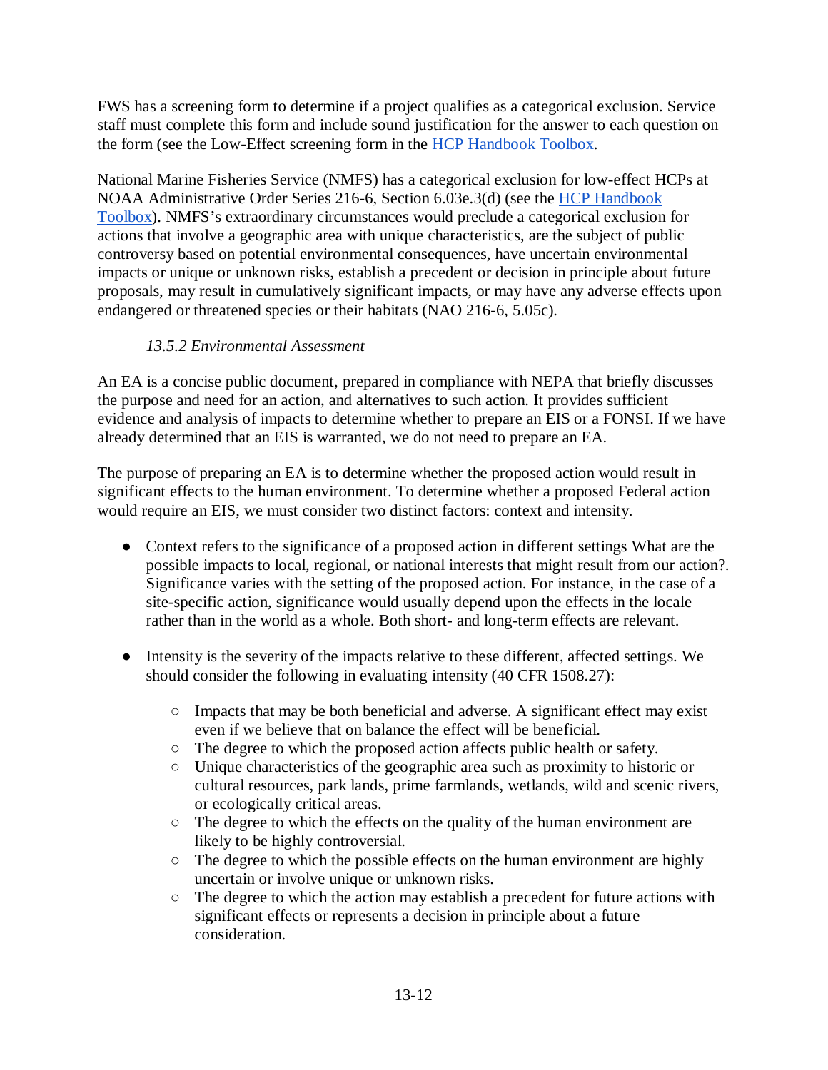FWS has a screening form to determine if a project qualifies as a categorical exclusion. Service staff must complete this form and include sound justification for the answer to each question on the form (see the Low-Effect screening form in the [HCP Handbook Toolbox](#).

National Marine Fisheries Service (NMFS) has a categorical exclusion for low-effect HCPs at NOAA Administrative Order Series 216-6, Section 6.03e.3(d) (see the [HCP Handbook Toolbox](#)). NMFS's extraordinary circumstances would preclude a categorical exclusion for actions that involve a geographic area with unique characteristics, are the subject of public controversy based on potential environmental consequences, have uncertain environmental impacts or unique or unknown risks, establish a precedent or decision in principle about future proposals, may result in cumulatively significant impacts, or may have any adverse effects upon endangered or threatened species or their habitats (NAO 216-6, 5.05c).

### *13.5.2 Environmental Assessment*

An EA is a concise public document, prepared in compliance with NEPA that briefly discusses the purpose and need for an action, and alternatives to such action. It provides sufficient evidence and analysis of impacts to determine whether to prepare an EIS or a FONSI. If we have already determined that an EIS is warranted, we do not need to prepare an EA.

The purpose of preparing an EA is to determine whether the proposed action would result in significant effects to the human environment. To determine whether a proposed Federal action would require an EIS, we must consider two distinct factors: context and intensity.

- Context refers to the significance of a proposed action in different settings What are the possible impacts to local, regional, or national interests that might result from our action?. Significance varies with the setting of the proposed action. For instance, in the case of a site-specific action, significance would usually depend upon the effects in the locale rather than in the world as a whole. Both short- and long-term effects are relevant.

- Intensity is the severity of the impacts relative to these different, affected settings. We should consider the following in evaluating intensity (40 CFR 1508.27):

    - Impacts that may be both beneficial and adverse. A significant effect may exist even if we believe that on balance the effect will be beneficial.
    - The degree to which the proposed action affects public health or safety.
    - Unique characteristics of the geographic area such as proximity to historic or cultural resources, park lands, prime farmlands, wetlands, wild and scenic rivers, or ecologically critical areas.
    - The degree to which the effects on the quality of the human environment are likely to be highly controversial.
    - The degree to which the possible effects on the human environment are highly uncertain or involve unique or unknown risks.
    - The degree to which the action may establish a precedent for future actions with significant effects or represents a decision in principle about a future consideration.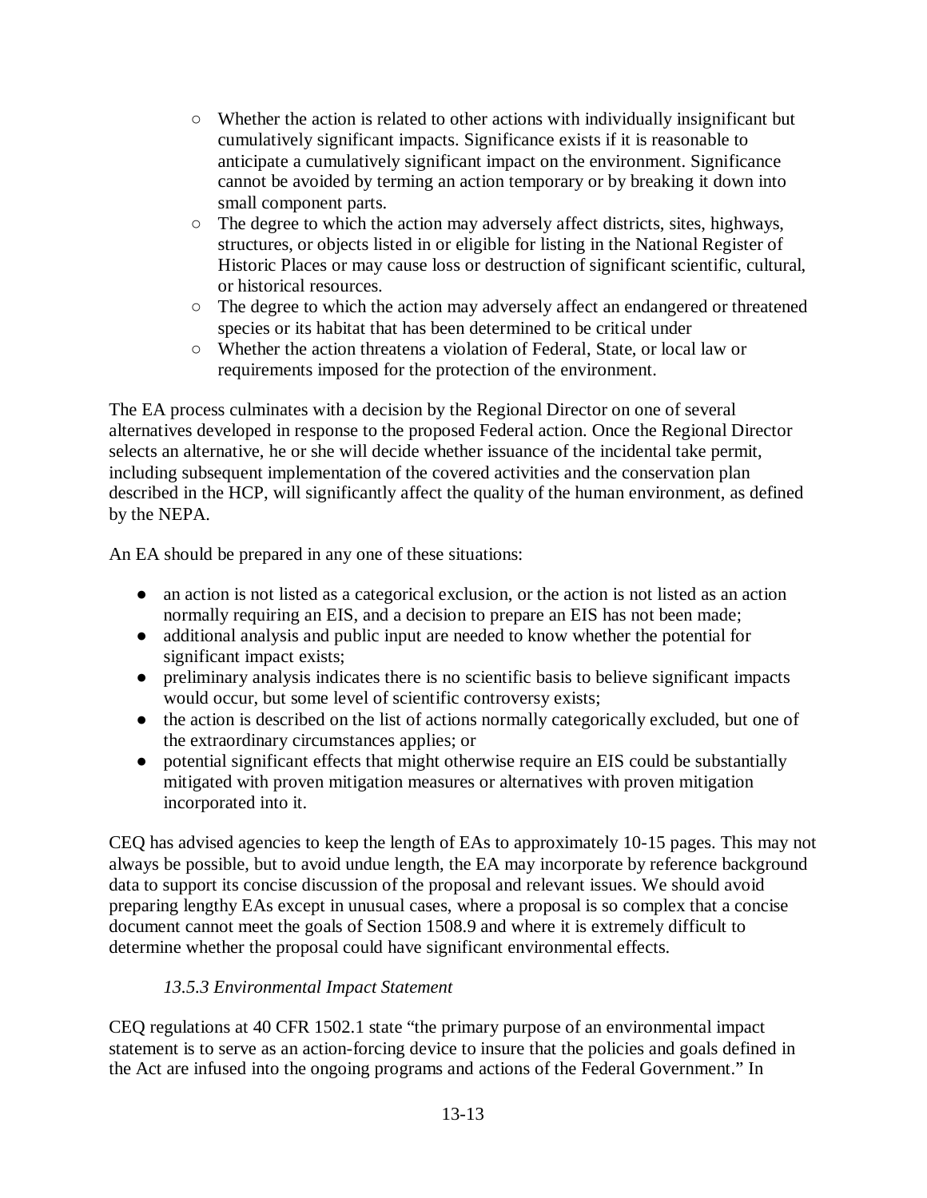- Whether the action is related to other actions with individually insignificant but cumulatively significant impacts. Significance exists if it is reasonable to anticipate a cumulatively significant impact on the environment. Significance cannot be avoided by terming an action temporary or by breaking it down into small component parts.
- The degree to which the action may adversely affect districts, sites, highways, structures, or objects listed in or eligible for listing in the National Register of Historic Places or may cause loss or destruction of significant scientific, cultural, or historical resources.
- The degree to which the action may adversely affect an endangered or threatened species or its habitat that has been determined to be critical under
- Whether the action threatens a violation of Federal, State, or local law or requirements imposed for the protection of the environment.

The EA process culminates with a decision by the Regional Director on one of several alternatives developed in response to the proposed Federal action. Once the Regional Director selects an alternative, he or she will decide whether issuance of the incidental take permit, including subsequent implementation of the covered activities and the conservation plan described in the HCP, will significantly affect the quality of the human environment, as defined by the NEPA.

An EA should be prepared in any one of these situations:

- an action is not listed as a categorical exclusion, or the action is not listed as an action normally requiring an EIS, and a decision to prepare an EIS has not been made;
- additional analysis and public input are needed to know whether the potential for significant impact exists;
- preliminary analysis indicates there is no scientific basis to believe significant impacts would occur, but some level of scientific controversy exists;
- the action is described on the list of actions normally categorically excluded, but one of the extraordinary circumstances applies; or
- potential significant effects that might otherwise require an EIS could be substantially mitigated with proven mitigation measures or alternatives with proven mitigation incorporated into it.

CEQ has advised agencies to keep the length of EAs to approximately 10-15 pages. This may not always be possible, but to avoid undue length, the EA may incorporate by reference background data to support its concise discussion of the proposal and relevant issues. We should avoid preparing lengthy EAs except in unusual cases, where a proposal is so complex that a concise document cannot meet the goals of Section 1508.9 and where it is extremely difficult to determine whether the proposal could have significant environmental effects.

### *13.5.3 Environmental Impact Statement*

CEQ regulations at 40 CFR 1502.1 state "the primary purpose of an environmental impact statement is to serve as an action-forcing device to insure that the policies and goals defined in the Act are infused into the ongoing programs and actions of the Federal Government." In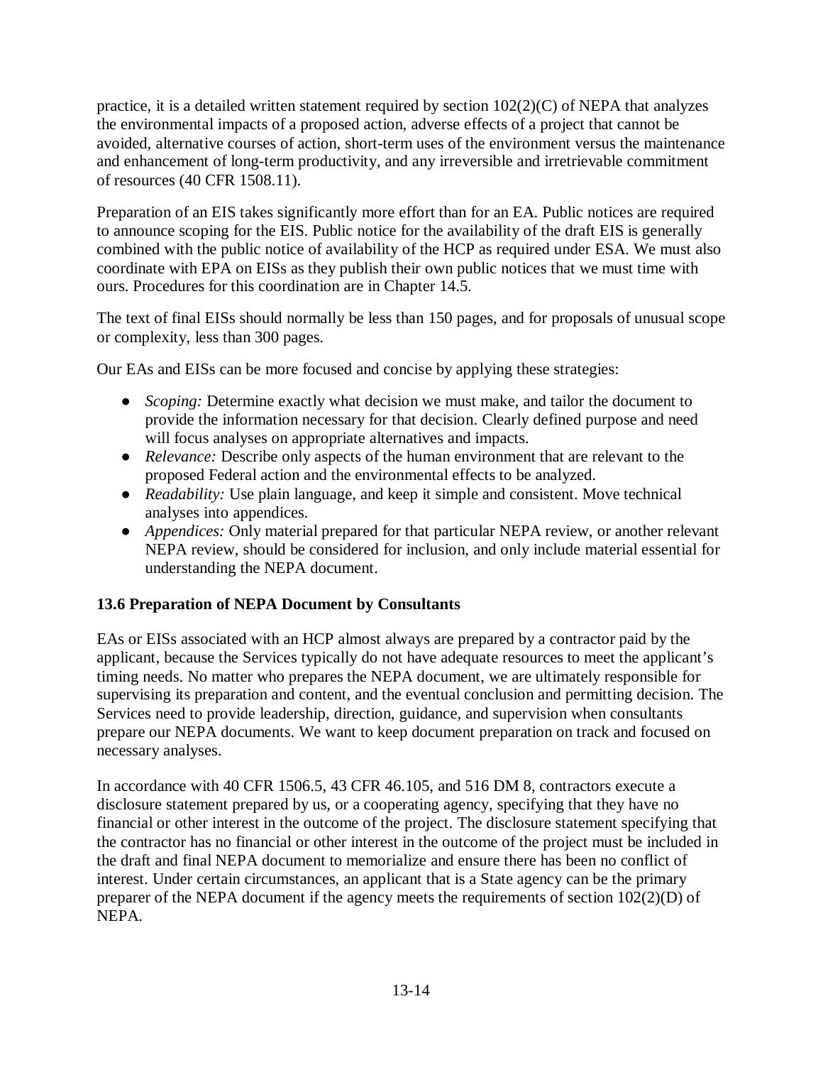practice, it is a detailed written statement required by section 102(2)(C) of NEPA that analyzes the environmental impacts of a proposed action, adverse effects of a project that cannot be avoided, alternative courses of action, short-term uses of the environment versus the maintenance and enhancement of long-term productivity, and any irreversible and irretrievable commitment of resources (40 CFR 1508.11).

Preparation of an EIS takes significantly more effort than for an EA. Public notices are required to announce scoping for the EIS. Public notice for the availability of the draft EIS is generally combined with the public notice of availability of the HCP as required under ESA. We must also coordinate with EPA on EISs as they publish their own public notices that we must time with ours. Procedures for this coordination are in Chapter 14.5.

The text of final EISs should normally be less than 150 pages, and for proposals of unusual scope or complexity, less than 300 pages.

Our EAs and EISs can be more focused and concise by applying these strategies:

- *Scoping:* Determine exactly what decision we must make, and tailor the document to provide the information necessary for that decision. Clearly defined purpose and need will focus analyses on appropriate alternatives and impacts.
- *Relevance:* Describe only aspects of the human environment that are relevant to the proposed Federal action and the environmental effects to be analyzed.
- *Readability:* Use plain language, and keep it simple and consistent. Move technical analyses into appendices.
- *Appendices:* Only material prepared for that particular NEPA review, or another relevant NEPA review, should be considered for inclusion, and only include material essential for understanding the NEPA document.

### 13.6 Preparation of NEPA Document by Consultants

EAs or EISs associated with an HCP almost always are prepared by a contractor paid by the applicant, because the Services typically do not have adequate resources to meet the applicant's timing needs. No matter who prepares the NEPA document, we are ultimately responsible for supervising its preparation and content, and the eventual conclusion and permitting decision. The Services need to provide leadership, direction, guidance, and supervision when consultants prepare our NEPA documents. We want to keep document preparation on track and focused on necessary analyses.

In accordance with 40 CFR 1506.5, 43 CFR 46.105, and 516 DM 8, contractors execute a disclosure statement prepared by us, or a cooperating agency, specifying that they have no financial or other interest in the outcome of the project. The disclosure statement specifying that the contractor has no financial or other interest in the outcome of the project must be included in the draft and final NEPA document to memorialize and ensure there has been no conflict of interest. Under certain circumstances, an applicant that is a State agency can be the primary preparer of the NEPA document if the agency meets the requirements of section 102(2)(D) of NEPA.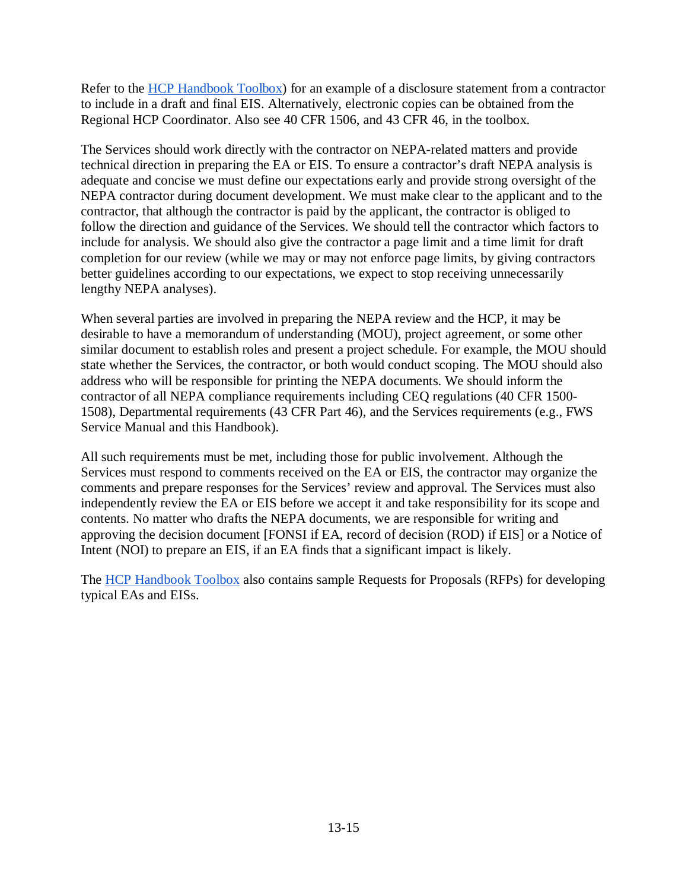Refer to the [HCP Handbook Toolbox]) for an example of a disclosure statement from a contractor to include in a draft and final EIS. Alternatively, electronic copies can be obtained from the Regional HCP Coordinator. Also see 40 CFR 1506, and 43 CFR 46, in the toolbox.

The Services should work directly with the contractor on NEPA-related matters and provide technical direction in preparing the EA or EIS. To ensure a contractor's draft NEPA analysis is adequate and concise we must define our expectations early and provide strong oversight of the NEPA contractor during document development. We must make clear to the applicant and to the contractor, that although the contractor is paid by the applicant, the contractor is obliged to follow the direction and guidance of the Services. We should tell the contractor which factors to include for analysis. We should also give the contractor a page limit and a time limit for draft completion for our review (while we may or may not enforce page limits, by giving contractors better guidelines according to our expectations, we expect to stop receiving unnecessarily lengthy NEPA analyses).

When several parties are involved in preparing the NEPA review and the HCP, it may be desirable to have a memorandum of understanding (MOU), project agreement, or some other similar document to establish roles and present a project schedule. For example, the MOU should state whether the Services, the contractor, or both would conduct scoping. The MOU should also address who will be responsible for printing the NEPA documents. We should inform the contractor of all NEPA compliance requirements including CEQ regulations (40 CFR 1500-1508), Departmental requirements (43 CFR Part 46), and the Services requirements (e.g., FWS Service Manual and this Handbook).

All such requirements must be met, including those for public involvement. Although the Services must respond to comments received on the EA or EIS, the contractor may organize the comments and prepare responses for the Services' review and approval. The Services must also independently review the EA or EIS before we accept it and take responsibility for its scope and contents. No matter who drafts the NEPA documents, we are responsible for writing and approving the decision document [FONSI if EA, record of decision (ROD) if EIS] or a Notice of Intent (NOI) to prepare an EIS, if an EA finds that a significant impact is likely.

The [HCP Handbook Toolbox] also contains sample Requests for Proposals (RFPs) for developing typical EAs and EISs.